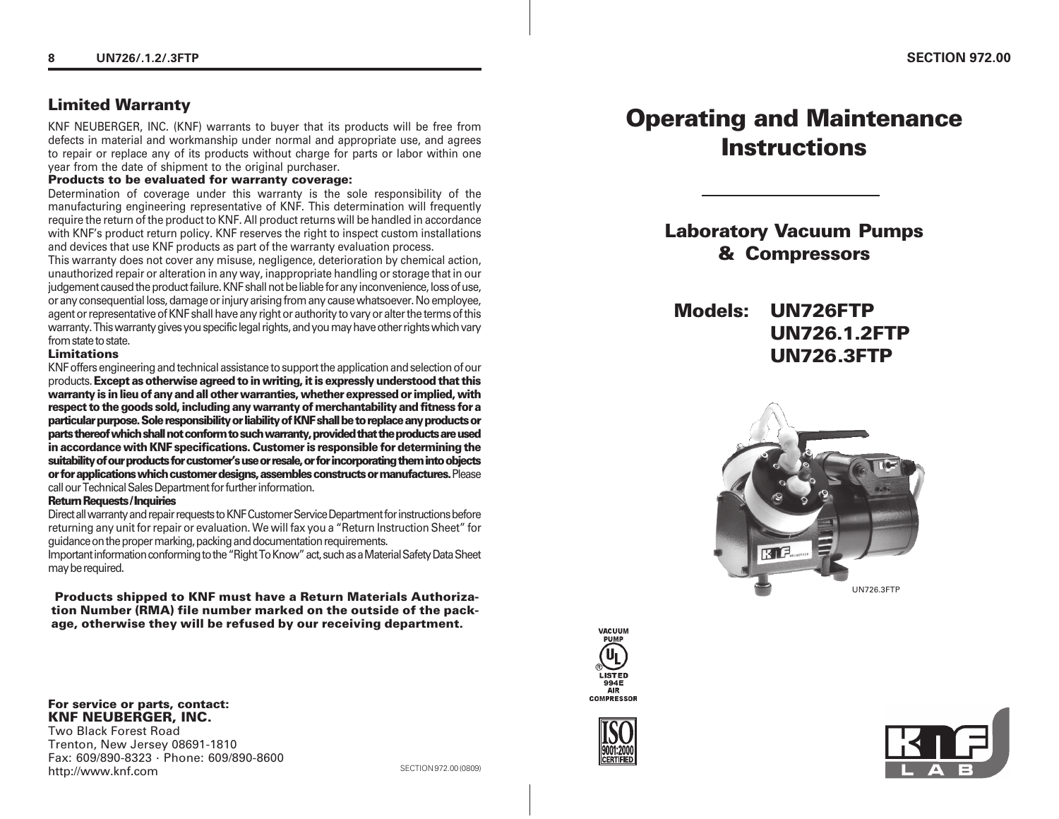## Limited Warranty

KNF NEUBERGER, INC. (KNF) warrants to buyer that its products will be free from defects in material and workmanship under normal and appropriate use, and agrees to repair or replace any of its products without charge for parts or labor within one year from the date of shipment to the original purchaser.

**Products to be evaluated for warranty coverage:**

Determination of coverage under this warranty is the sole responsibility of the manufacturing engineering representative of KNF. This determination will frequently require the return of the product to KNF. All product returns will be handled in accordance with KNF's product return policy. KNF reserves the right to inspect custom installations and devices that use KNF products as part of the warranty evaluation process.

This warranty does not cover any misuse, negligence, deterioration by chemical action, unauthorized repair or alteration in any way, inappropriate handling or storage that in our judgement caused the product failure. KNF shall not be liable for any inconvenience, loss of use, or any consequential loss, damage or injury arising from any cause whatsoever. No employee, agent or representative of KNF shall have any right or authority to vary or alter the terms of this warranty. This warranty gives you specific legal rights, and you may have other rights which vary from state to state.

**Limitations**

KNF offers engineering and technical assistance to support the application and selection of our products. **Except as otherwise agreed to in writing, it is expressly understood that this warranty is in lieu of any and all other warranties, whether expressed or implied, with respect to the goods sold, including any warranty of merchantability and fitness for a particular purpose. Sole responsibility or liability of KNF shall be to replace any products or parts thereof which shall not conform to such warranty, provided that the products are used in accordance with KNF specifications. Customer is responsible for determining the suitability of our products for customer's use or resale, or for incorporating them into objects or for applications which customer designs, assembles constructs or manufactures.** Please call our Technical Sales Department for further information.

**Return Requests / Inquiries**

Direct all warranty and repair requests to KNF Customer Service Department for instructions before returning any unit for repair or evaluation. We will fax you a "Return Instruction Sheet" for guidance on the proper marking, packing and documentation requirements.

Important information conforming to the "Right To Know" act, such as a Material Safety Data Sheet may be required.

**Products shipped to KNF must have a Return Materials Authorization Number (RMA) file number marked on the outside of the package, otherwise they will be refused by our receiving department.**

**For service or parts, contact:**
**KNF NEUBERGER, INC.**
Two Black Forest Road
Trenton, New Jersey 08691-1810
Fax: 609/890-8323 · Phone: 609/890-8600
http://www.knf.com

SECTION 972.00 (0809)

SECTION 972.00

# Operating and Maintenance Instructions

## Laboratory Vacuum Pumps & Compressors

**Models:**
**UN726FTP**
**UN726.1.2FTP**
**UN726.3FTP**

UN726.3FTP

VACUUM PUMP
UL LISTED 994E
AIR COMPRESSOR

ISO 9001:2000 CERTIFIED

KNF LAB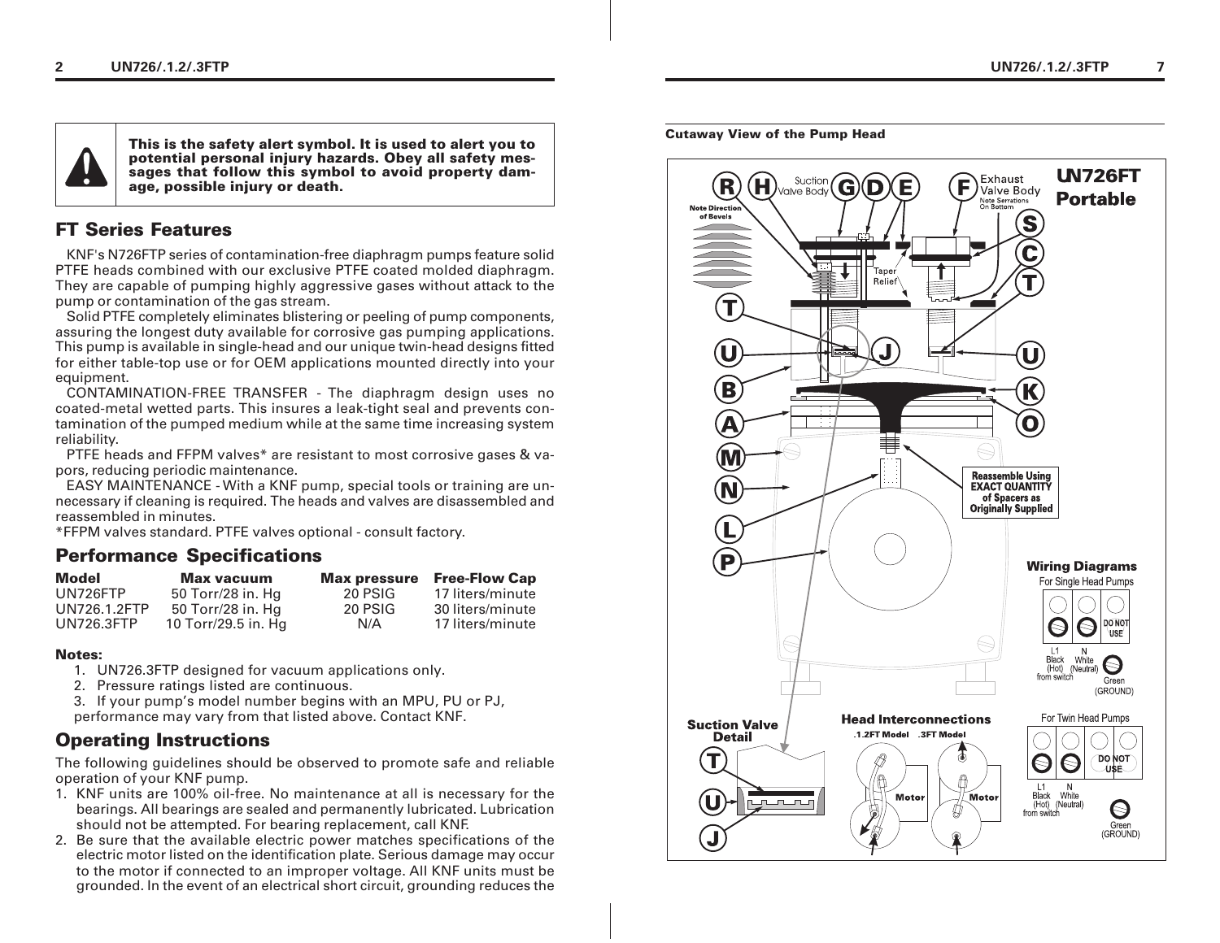**This is the safety alert symbol. It is used to alert you to potential personal injury hazards. Obey all safety messages that follow this symbol to avoid property damage, possible injury or death.**

## FT Series Features

KNF's N726FTP series of contamination-free diaphragm pumps feature solid PTFE heads combined with our exclusive PTFE coated molded diaphragm. They are capable of pumping highly aggressive gases without attack to the pump or contamination of the gas stream.

Solid PTFE completely eliminates blistering or peeling of pump components, assuring the longest duty available for corrosive gas pumping applications. This pump is available in single-head and our unique twin-head designs fitted for either table-top use or for OEM applications mounted directly into your equipment.

CONTAMINATION-FREE TRANSFER - The diaphragm design uses no coated-metal wetted parts. This insures a leak-tight seal and prevents contamination of the pumped medium while at the same time increasing system reliability.

PTFE heads and FFPM valves* are resistant to most corrosive gases & vapors, reducing periodic maintenance.

EASY MAINTENANCE - With a KNF pump, special tools or training are unnecessary if cleaning is required. The heads and valves are disassembled and reassembled in minutes.

*FFPM valves standard. PTFE valves optional - consult factory.

## Performance Specifications

| Model | Max vacuum | Max pressure | Free-Flow Cap |
|---|---|---|---|
| UN726FTP | 50 Torr/28 in. Hg | 20 PSIG | 17 liters/minute |
| UN726.1.2FTP | 50 Torr/28 in. Hg | 20 PSIG | 30 liters/minute |
| UN726.3FTP | 10 Torr/29.5 in. Hg | N/A | 17 liters/minute |

**Notes:**

1. UN726.3FTP designed for vacuum applications only.
2. Pressure ratings listed are continuous.
3. If your pump's model number begins with an MPU, PU or PJ, performance may vary from that listed above. Contact KNF.

## Operating Instructions

The following guidelines should be observed to promote safe and reliable operation of your KNF pump.

1. KNF units are 100% oil-free. No maintenance at all is necessary for the bearings. All bearings are sealed and permanently lubricated. Lubrication should not be attempted. For bearing replacement, call KNF.
2. Be sure that the available electric power matches specifications of the electric motor listed on the identification plate. Serious damage may occur to the motor if connected to an improper voltage. All KNF units must be grounded. In the event of an electrical short circuit, grounding reduces the

**Cutaway View of the Pump Head**

**UN726FT Portable**

R H Suction Valve Body G D E F Exhaust Valve Body Note Serrations On Bottom

Note Direction of Bevels

Taper Relief

S C T T U J U B K A O M N L P

Reassemble Using EXACT QUANTITY of Spacers as Originally Supplied

**Wiring Diagrams**

For Single Head Pumps

DO NOT USE

L1 Black (Hot) from switch N White (Neutral) Green (GROUND)

For Twin Head Pumps

DO NOT USE

L1 Black (Hot) from switch N White (Neutral) Green (GROUND)

**Suction Valve Detail**

T U J

**Head Interconnections**

.1.2FT Model .3FT Model

Motor Motor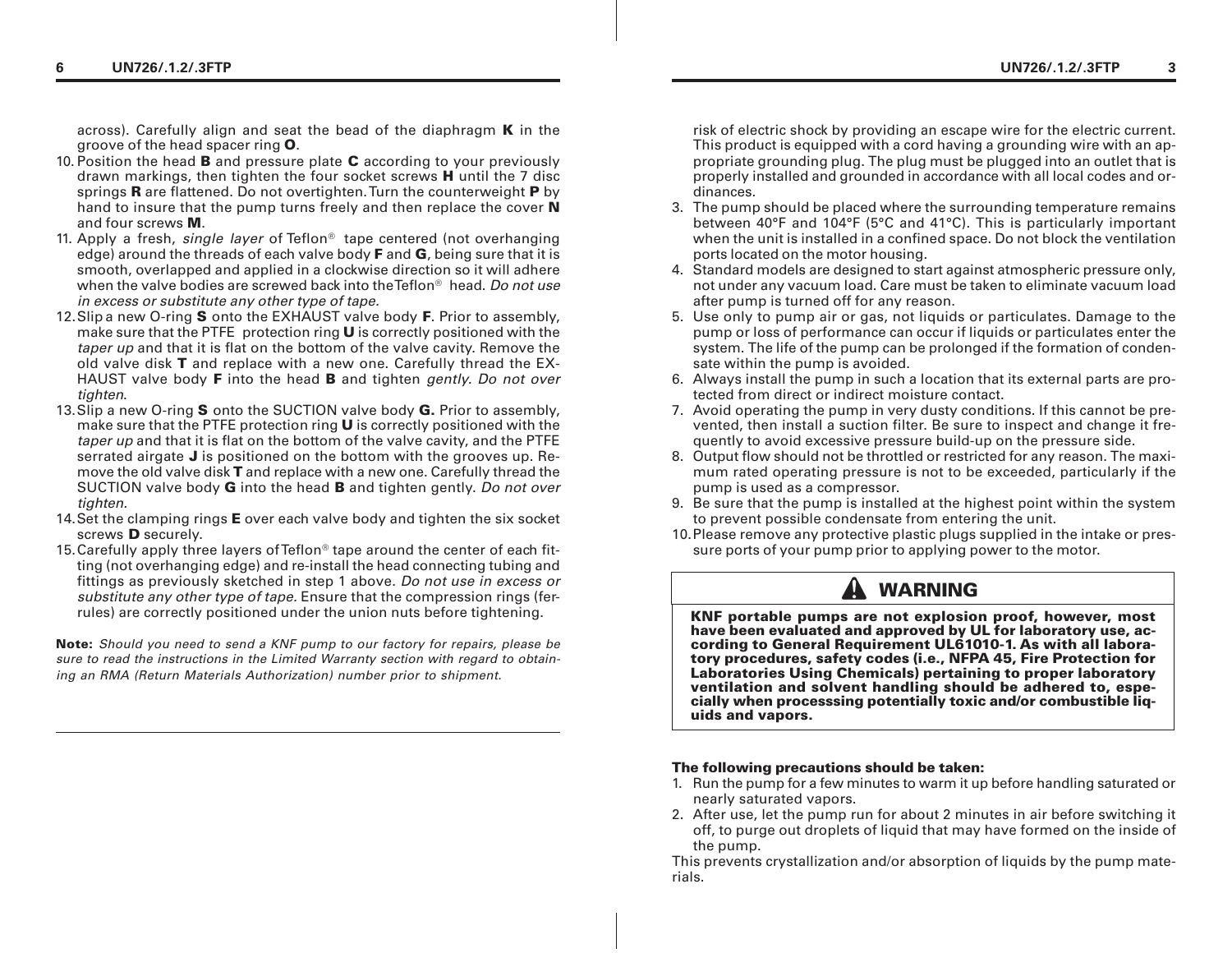across). Carefully align and seat the bead of the diaphragm **K** in the groove of the head spacer ring **O**.

10. Position the head **B** and pressure plate **C** according to your previously drawn markings, then tighten the four socket screws **H** until the 7 disc springs **R** are flattened. Do not overtighten. Turn the counterweight **P** by hand to insure that the pump turns freely and then replace the cover **N** and four screws **M**.
11. Apply a fresh, *single layer* of Teflon® tape centered (not overhanging edge) around the threads of each valve body **F** and **G**, being sure that it is smooth, overlapped and applied in a clockwise direction so it will adhere when the valve bodies are screwed back into the Teflon® head. *Do not use in excess or substitute any other type of tape.*
12. Slip a new O-ring **S** onto the EXHAUST valve body **F**. Prior to assembly, make sure that the PTFE protection ring **U** is correctly positioned with the *taper up* and that it is flat on the bottom of the valve cavity. Remove the old valve disk **T** and replace with a new one. Carefully thread the EXHAUST valve body **F** into the head **B** and tighten *gently*. *Do not over tighten*.
13. Slip a new O-ring **S** onto the SUCTION valve body **G.** Prior to assembly, make sure that the PTFE protection ring **U** is correctly positioned with the *taper up* and that it is flat on the bottom of the valve cavity, and the PTFE serrated airgate **J** is positioned on the bottom with the grooves up. Remove the old valve disk **T** and replace with a new one. Carefully thread the SUCTION valve body **G** into the head **B** and tighten gently. *Do not over tighten*.
14. Set the clamping rings **E** over each valve body and tighten the six socket screws **D** securely.
15. Carefully apply three layers of Teflon® tape around the center of each fitting (not overhanging edge) and re-install the head connecting tubing and fittings as previously sketched in step 1 above. *Do not use in excess or substitute any other type of tape.* Ensure that the compression rings (ferrules) are correctly positioned under the union nuts before tightening.

**Note:** *Should you need to send a KNF pump to our factory for repairs, please be sure to read the instructions in the Limited Warranty section with regard to obtaining an RMA (Return Materials Authorization) number prior to shipment.*

risk of electric shock by providing an escape wire for the electric current. This product is equipped with a cord having a grounding wire with an appropriate grounding plug. The plug must be plugged into an outlet that is properly installed and grounded in accordance with all local codes and ordinances.

3. The pump should be placed where the surrounding temperature remains between 40°F and 104°F (5°C and 41°C). This is particularly important when the unit is installed in a confined space. Do not block the ventilation ports located on the motor housing.
4. Standard models are designed to start against atmospheric pressure only, not under any vacuum load. Care must be taken to eliminate vacuum load after pump is turned off for any reason.
5. Use only to pump air or gas, not liquids or particulates. Damage to the pump or loss of performance can occur if liquids or particulates enter the system. The life of the pump can be prolonged if the formation of condensate within the pump is avoided.
6. Always install the pump in such a location that its external parts are protected from direct or indirect moisture contact.
7. Avoid operating the pump in very dusty conditions. If this cannot be prevented, then install a suction filter. Be sure to inspect and change it frequently to avoid excessive pressure build-up on the pressure side.
8. Output flow should not be throttled or restricted for any reason. The maximum rated operating pressure is not to be exceeded, particularly if the pump is used as a compressor.
9. Be sure that the pump is installed at the highest point within the system to prevent possible condensate from entering the unit.
10. Please remove any protective plastic plugs supplied in the intake or pressure ports of your pump prior to applying power to the motor.

## ⚠ WARNING

**KNF portable pumps are not explosion proof, however, most have been evaluated and approved by UL for laboratory use, according to General Requirement UL61010-1. As with all laboratory procedures, safety codes (i.e., NFPA 45, Fire Protection for Laboratories Using Chemicals) pertaining to proper laboratory ventilation and solvent handling should be adhered to, especially when processsing potentially toxic and/or combustible liquids and vapors.**

**The following precautions should be taken:**

1. Run the pump for a few minutes to warm it up before handling saturated or nearly saturated vapors.
2. After use, let the pump run for about 2 minutes in air before switching it off, to purge out droplets of liquid that may have formed on the inside of the pump.

This prevents crystallization and/or absorption of liquids by the pump materials.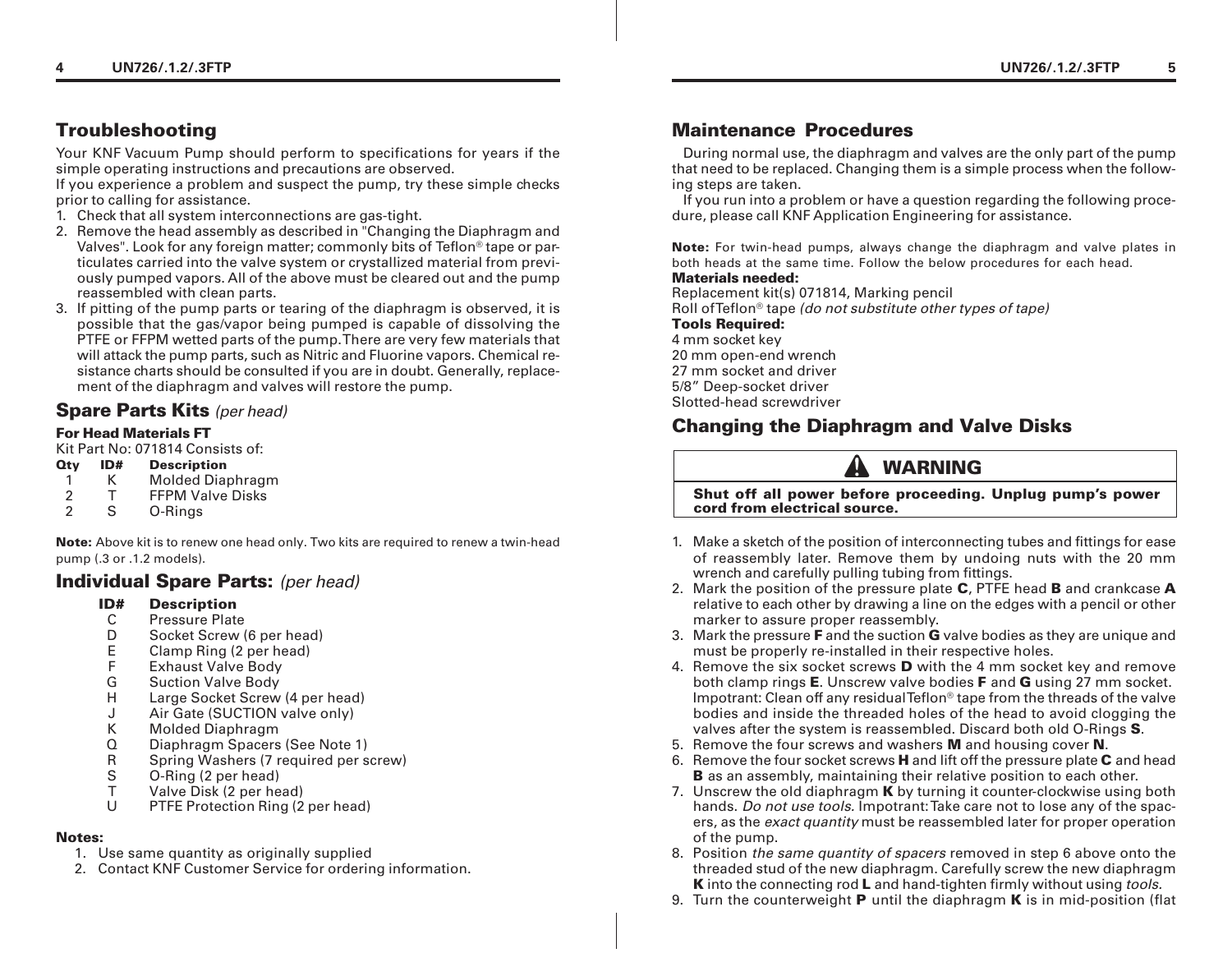## Troubleshooting

Your KNF Vacuum Pump should perform to specifications for years if the simple operating instructions and precautions are observed.
If you experience a problem and suspect the pump, try these simple checks prior to calling for assistance.

1. Check that all system interconnections are gas-tight.
2. Remove the head assembly as described in "Changing the Diaphragm and Valves". Look for any foreign matter; commonly bits of Teflon® tape or particulates carried into the valve system or crystallized material from previously pumped vapors. All of the above must be cleared out and the pump reassembled with clean parts.
3. If pitting of the pump parts or tearing of the diaphragm is observed, it is possible that the gas/vapor being pumped is capable of dissolving the PTFE or FFPM wetted parts of the pump. There are very few materials that will attack the pump parts, such as Nitric and Fluorine vapors. Chemical resistance charts should be consulted if you are in doubt. Generally, replacement of the diaphragm and valves will restore the pump.

## Spare Parts Kits *(per head)*

**For Head Materials FT**

Kit Part No: 071814 Consists of:

| Qty | ID# | Description |
|---|---|---|
| 1 | K | Molded Diaphragm |
| 2 | T | FFPM Valve Disks |
| 2 | S | O-Rings |

**Note:** Above kit is to renew one head only. Two kits are required to renew a twin-head pump (.3 or .1.2 models).

## Individual Spare Parts: *(per head)*

| ID# | Description |
|---|---|
| C | Pressure Plate |
| D | Socket Screw (6 per head) |
| E | Clamp Ring (2 per head) |
| F | Exhaust Valve Body |
| G | Suction Valve Body |
| H | Large Socket Screw (4 per head) |
| J | Air Gate (SUCTION valve only) |
| K | Molded Diaphragm |
| Q | Diaphragm Spacers (See Note 1) |
| R | Spring Washers (7 required per screw) |
| S | O-Ring (2 per head) |
| T | Valve Disk (2 per head) |
| U | PTFE Protection Ring (2 per head) |

**Notes:**

1. Use same quantity as originally supplied
2. Contact KNF Customer Service for ordering information.

## Maintenance Procedures

During normal use, the diaphragm and valves are the only part of the pump that need to be replaced. Changing them is a simple process when the following steps are taken.

If you run into a problem or have a question regarding the following procedure, please call KNF Application Engineering for assistance.

**Note:** For twin-head pumps, always change the diaphragm and valve plates in both heads at the same time. Follow the below procedures for each head.

**Materials needed:**
Replacement kit(s) 071814, Marking pencil
Roll ofTeflon® tape *(do not substitute other types of tape)*

**Tools Required:**
4 mm socket key
20 mm open-end wrench
27 mm socket and driver
5/8" Deep-socket driver
Slotted-head screwdriver

## Changing the Diaphragm and Valve Disks

**WARNING**

**Shut off all power before proceeding. Unplug pump's power cord from electrical source.**

1. Make a sketch of the position of interconnecting tubes and fittings for ease of reassembly later. Remove them by undoing nuts with the 20 mm wrench and carefully pulling tubing from fittings.
2. Mark the position of the pressure plate **C**, PTFE head **B** and crankcase **A** relative to each other by drawing a line on the edges with a pencil or other marker to assure proper reassembly.
3. Mark the pressure **F** and the suction **G** valve bodies as they are unique and must be properly re-installed in their respective holes.
4. Remove the six socket screws **D** with the 4 mm socket key and remove both clamp rings **E**. Unscrew valve bodies **F** and **G** using 27 mm socket. Impotrant: Clean off any residualTeflon® tape from the threads of the valve bodies and inside the threaded holes of the head to avoid clogging the valves after the system is reassembled. Discard both old O-Rings **S**.
5. Remove the four screws and washers **M** and housing cover **N**.
6. Remove the four socket screws **H** and lift off the pressure plate **C** and head **B** as an assembly, maintaining their relative position to each other.
7. Unscrew the old diaphragm **K** by turning it counter-clockwise using both hands. *Do not use tools.* Impotrant: Take care not to lose any of the spacers, as the *exact quantity* must be reassembled later for proper operation of the pump.
8. Position *the same quantity of spacers* removed in step 6 above onto the threaded stud of the new diaphragm. Carefully screw the new diaphragm **K** into the connecting rod **L** and hand-tighten firmly without using *tools*.
9. Turn the counterweight **P** until the diaphragm **K** is in mid-position (flat